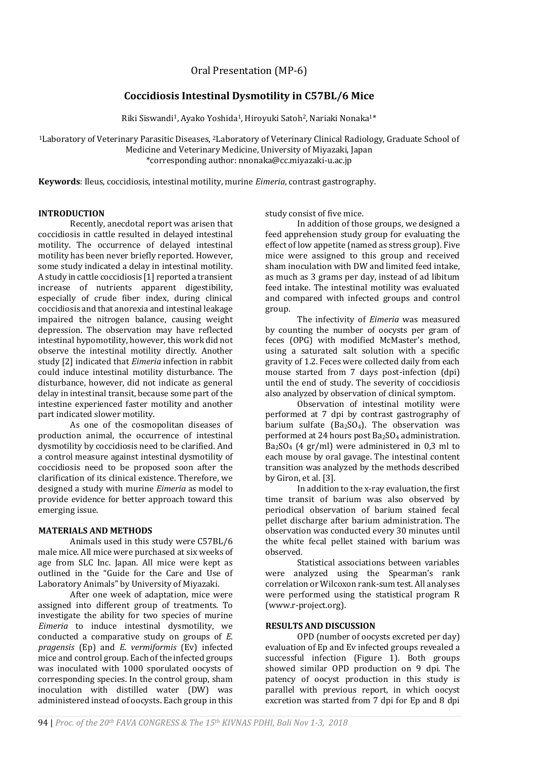Oral Presentation (MP-6)

# Coccidiosis Intestinal Dysmotility in C57BL/6 Mice

Riki Siswandi[1], Ayako Yoshida[1], Hiroyuki Satoh[2], Nariaki Nonaka[1]*

[1]Laboratory of Veterinary Parasitic Diseases, [2]Laboratory of Veterinary Clinical Radiology, Graduate School of Medicine and Veterinary Medicine, University of Miyazaki, Japan
*corresponding author: nnonaka@cc.miyazaki-u.ac.jp

**Keywords**: Ileus, coccidiosis, intestinal motility, murine *Eimeria*, contrast gastrography.

## INTRODUCTION

Recently, anecdotal report was arisen that coccidiosis in cattle resulted in delayed intestinal motility. The occurrence of delayed intestinal motility has been never briefly reported. However, some study indicated a delay in intestinal motility. A study in cattle coccidiosis [1] reported a transient increase of nutrients apparent digestibility, especially of crude fiber index, during clinical coccidiosis and that anorexia and intestinal leakage impaired the nitrogen balance, causing weight depression. The observation may have reflected intestinal hypomotility, however, this work did not observe the intestinal motility directly. Another study [2] indicated that *Eimeria* infection in rabbit could induce intestinal motility disturbance. The disturbance, however, did not indicate as general delay in intestinal transit, because some part of the intestine experienced faster motility and another part indicated slower motility.

As one of the cosmopolitan diseases of production animal, the occurrence of intestinal dysmotility by coccidiosis need to be clarified. And a control measure against intestinal dysmotility of coccidiosis need to be proposed soon after the clarification of its clinical existence. Therefore, we designed a study with murine *Eimeria* as model to provide evidence for better approach toward this emerging issue.

## MATERIALS AND METHODS

Animals used in this study were C57BL/6 male mice. All mice were purchased at six weeks of age from SLC Inc. Japan. All mice were kept as outlined in the "Guide for the Care and Use of Laboratory Animals" by University of Miyazaki.

After one week of adaptation, mice were assigned into different group of treatments. To investigate the ability for two species of murine *Eimeria* to induce intestinal dysmotility, we conducted a comparative study on groups of *E. pragensis* (Ep) and *E. vermiformis* (Ev) infected mice and control group. Each of the infected groups was inoculated with 1000 sporulated oocysts of corresponding species. In the control group, sham inoculation with distilled water (DW) was administered instead of oocysts. Each group in this study consist of five mice.

In addition of those groups, we designed a feed apprehension study group for evaluating the effect of low appetite (named as stress group). Five mice were assigned to this group and received sham inoculation with DW and limited feed intake, as much as 3 grams per day, instead of ad libitum feed intake. The intestinal motility was evaluated and compared with infected groups and control group.

The infectivity of *Eimeria* was measured by counting the number of oocysts per gram of feces (OPG) with modified McMaster's method, using a saturated salt solution with a specific gravity of 1.2. Feces were collected daily from each mouse started from 7 days post-infection (dpi) until the end of study. The severity of coccidiosis also analyzed by observation of clinical symptom.

Observation of intestinal motility were performed at 7 dpi by contrast gastrography of barium sulfate ($Ba_2SO_4$). The observation was performed at 24 hours post $Ba_2SO_4$ administration. $Ba_2SO_4$ (4 gr/ml) were administered in 0,3 ml to each mouse by oral gavage. The intestinal content transition was analyzed by the methods described by Giron, et al. [3].

In addition to the x-ray evaluation, the first time transit of barium was also observed by periodical observation of barium stained fecal pellet discharge after barium administration. The observation was conducted every 30 minutes until the white fecal pellet stained with barium was observed.

Statistical associations between variables were analyzed using the Spearman's rank correlation or Wilcoxon rank-sum test. All analyses were performed using the statistical program R (www.r-project.org).

## RESULTS AND DISCUSSION

OPD (number of oocysts excreted per day) evaluation of Ep and Ev infected groups revealed a successful infection (Figure 1). Both groups showed similar OPD production on 9 dpi. The patency of oocyst production in this study is parallel with previous report, in which oocyst excretion was started from 7 dpi for Ep and 8 dpi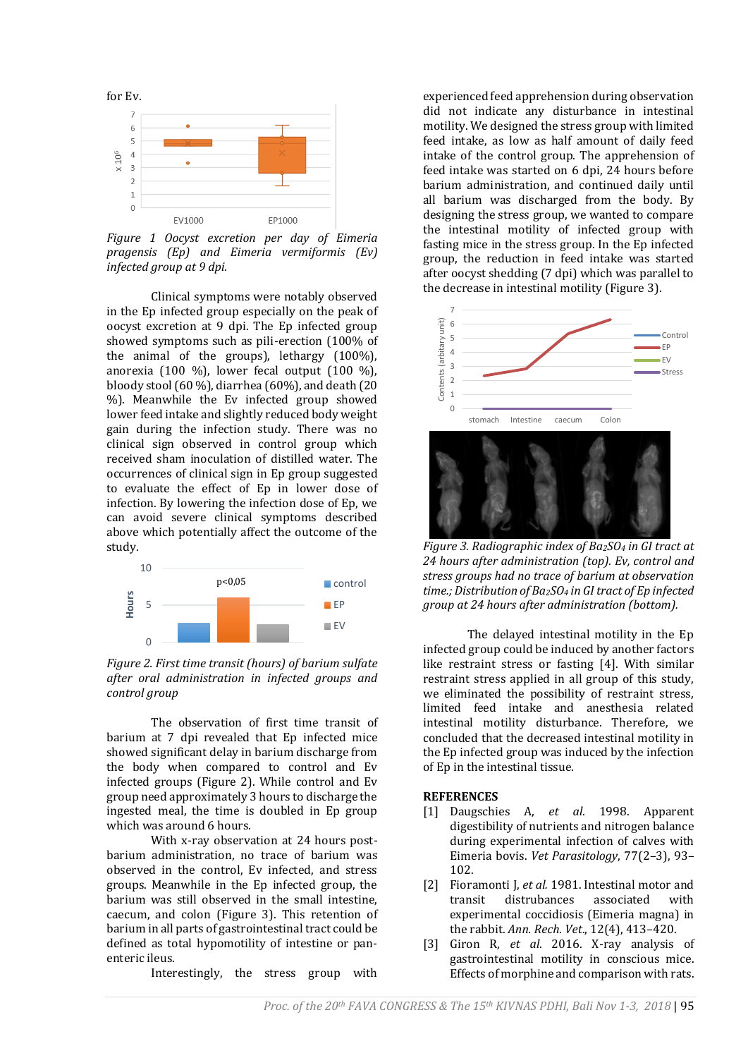for Ev.

*Figure 1 Oocyst excretion per day of Eimeria pragensis (Ep) and Eimeria vermiformis (Ev) infected group at 9 dpi.*

Clinical symptoms were notably observed in the Ep infected group especially on the peak of oocyst excretion at 9 dpi. The Ep infected group showed symptoms such as pili-erection (100% of the animal of the groups), lethargy (100%), anorexia (100 %), lower fecal output (100 %), bloody stool (60 %), diarrhea (60%), and death (20 %). Meanwhile the Ev infected group showed lower feed intake and slightly reduced body weight gain during the infection study. There was no clinical sign observed in control group which received sham inoculation of distilled water. The occurrences of clinical sign in Ep group suggested to evaluate the effect of Ep in lower dose of infection. By lowering the infection dose of Ep, we can avoid severe clinical symptoms described above which potentially affect the outcome of the study.

*Figure 2. First time transit (hours) of barium sulfate after oral administration in infected groups and control group*

The observation of first time transit of barium at 7 dpi revealed that Ep infected mice showed significant delay in barium discharge from the body when compared to control and Ev infected groups (Figure 2). While control and Ev group need approximately 3 hours to discharge the ingested meal, the time is doubled in Ep group which was around 6 hours.

With x-ray observation at 24 hours post-barium administration, no trace of barium was observed in the control, Ev infected, and stress groups. Meanwhile in the Ep infected group, the barium was still observed in the small intestine, caecum, and colon (Figure 3). This retention of barium in all parts of gastrointestinal tract could be defined as total hypomotility of intestine or pan-enteric ileus.

Interestingly, the stress group with experienced feed apprehension during observation did not indicate any disturbance in intestinal motility. We designed the stress group with limited feed intake, as low as half amount of daily feed intake of the control group. The apprehension of feed intake was started on 6 dpi, 24 hours before barium administration, and continued daily until all barium was discharged from the body. By designing the stress group, we wanted to compare the intestinal motility of infected group with fasting mice in the stress group. In the Ep infected group, the reduction in feed intake was started after oocyst shedding (7 dpi) which was parallel to the decrease in intestinal motility (Figure 3).

*Figure 3. Radiographic index of $Ba_2SO_4$ in GI tract at 24 hours after administration (top). Ev, control and stress groups had no trace of barium at observation time.; Distribution of $Ba_2SO_4$ in GI tract of Ep infected group at 24 hours after administration (bottom).*

The delayed intestinal motility in the Ep infected group could be induced by another factors like restraint stress or fasting [4]. With similar restraint stress applied in all group of this study, we eliminated the possibility of restraint stress, limited feed intake and anesthesia related intestinal motility disturbance. Therefore, we concluded that the decreased intestinal motility in the Ep infected group was induced by the infection of Ep in the intestinal tissue.

## REFERENCES

[1] Daugschies A, *et al.* 1998. Apparent digestibility of nutrients and nitrogen balance during experimental infection of calves with Eimeria bovis. *Vet Parasitology*, 77(2–3), 93–102.

[2] Fioramonti J, *et al.* 1981. Intestinal motor and transit distrubances associated with experimental coccidiosis (Eimeria magna) in the rabbit. *Ann. Rech. Vet.*, 12(4), 413–420.

[3] Giron R, *et al.* 2016. X-ray analysis of gastrointestinal motility in conscious mice. Effects of morphine and comparison with rats.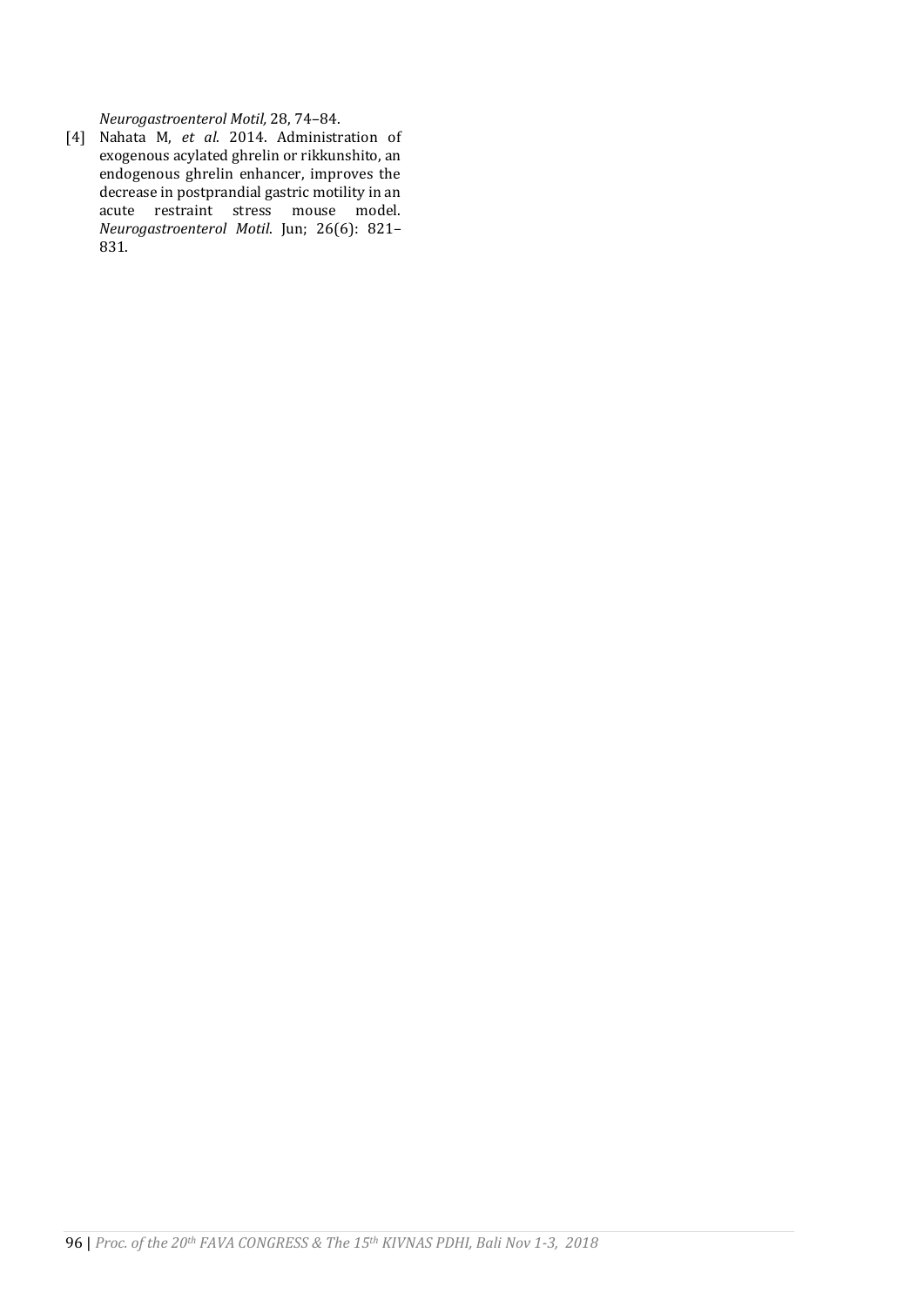*Neurogastroenterol Motil,* 28, 74–84.

[4] Nahata M, *et al*. 2014. Administration of exogenous acylated ghrelin or rikkunshito, an endogenous ghrelin enhancer, improves the decrease in postprandial gastric motility in an acute restraint stress mouse model. *Neurogastroenterol Motil*. Jun; 26(6): 821–831.